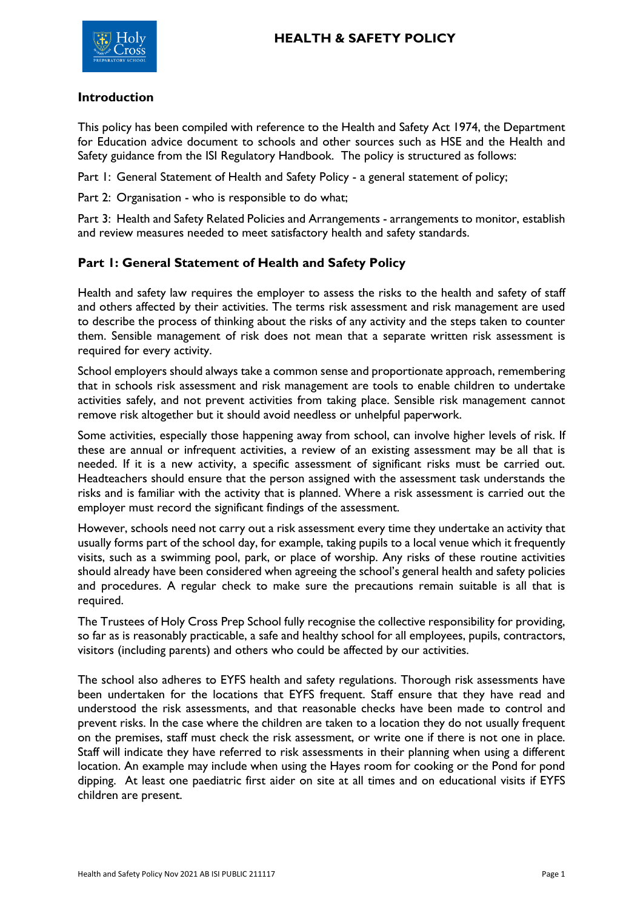# HEALTH & SAFETY POLICY

## Introduction

This policy has been compiled with reference to the Health and Safety Act 1974, the Department for Education advice document to schools and other sources such as HSE and the Health and Safety guidance from the ISI Regulatory Handbook. The policy is structured as follows:

Part 1: General Statement of Health and Safety Policy - a general statement of policy;

Part 2: Organisation - who is responsible to do what;

Part 3: Health and Safety Related Policies and Arrangements - arrangements to monitor, establish and review measures needed to meet satisfactory health and safety standards.

## Part 1: General Statement of Health and Safety Policy

Health and safety law requires the employer to assess the risks to the health and safety of staff and others affected by their activities. The terms risk assessment and risk management are used to describe the process of thinking about the risks of any activity and the steps taken to counter them. Sensible management of risk does not mean that a separate written risk assessment is required for every activity.

School employers should always take a common sense and proportionate approach, remembering that in schools risk assessment and risk management are tools to enable children to undertake activities safely, and not prevent activities from taking place. Sensible risk management cannot remove risk altogether but it should avoid needless or unhelpful paperwork.

Some activities, especially those happening away from school, can involve higher levels of risk. If these are annual or infrequent activities, a review of an existing assessment may be all that is needed. If it is a new activity, a specific assessment of significant risks must be carried out. Headteachers should ensure that the person assigned with the assessment task understands the risks and is familiar with the activity that is planned. Where a risk assessment is carried out the employer must record the significant findings of the assessment.

However, schools need not carry out a risk assessment every time they undertake an activity that usually forms part of the school day, for example, taking pupils to a local venue which it frequently visits, such as a swimming pool, park, or place of worship. Any risks of these routine activities should already have been considered when agreeing the school's general health and safety policies and procedures. A regular check to make sure the precautions remain suitable is all that is required.

The Trustees of Holy Cross Prep School fully recognise the collective responsibility for providing, so far as is reasonably practicable, a safe and healthy school for all employees, pupils, contractors, visitors (including parents) and others who could be affected by our activities.

The school also adheres to EYFS health and safety regulations. Thorough risk assessments have been undertaken for the locations that EYFS frequent. Staff ensure that they have read and understood the risk assessments, and that reasonable checks have been made to control and prevent risks. In the case where the children are taken to a location they do not usually frequent on the premises, staff must check the risk assessment, or write one if there is not one in place. Staff will indicate they have referred to risk assessments in their planning when using a different location. An example may include when using the Hayes room for cooking or the Pond for pond dipping. At least one paediatric first aider on site at all times and on educational visits if EYFS children are present.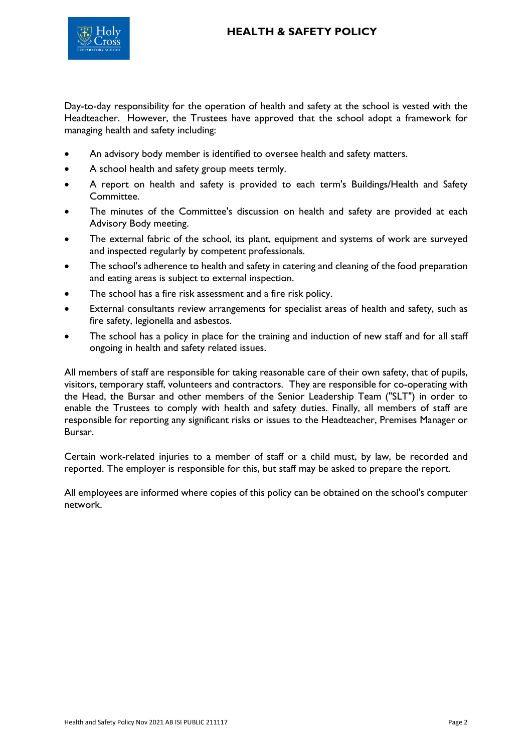Day-to-day responsibility for the operation of health and safety at the school is vested with the Headteacher. However, the Trustees have approved that the school adopt a framework for managing health and safety including:

- An advisory body member is identified to oversee health and safety matters.
- A school health and safety group meets termly.
- A report on health and safety is provided to each term's Buildings/Health and Safety Committee.
- The minutes of the Committee's discussion on health and safety are provided at each Advisory Body meeting.
- The external fabric of the school, its plant, equipment and systems of work are surveyed and inspected regularly by competent professionals.
- The school's adherence to health and safety in catering and cleaning of the food preparation and eating areas is subject to external inspection.
- The school has a fire risk assessment and a fire risk policy.
- External consultants review arrangements for specialist areas of health and safety, such as fire safety, legionella and asbestos.
- The school has a policy in place for the training and induction of new staff and for all staff ongoing in health and safety related issues.

All members of staff are responsible for taking reasonable care of their own safety, that of pupils, visitors, temporary staff, volunteers and contractors. They are responsible for co-operating with the Head, the Bursar and other members of the Senior Leadership Team ("SLT") in order to enable the Trustees to comply with health and safety duties. Finally, all members of staff are responsible for reporting any significant risks or issues to the Headteacher, Premises Manager or Bursar.

Certain work-related injuries to a member of staff or a child must, by law, be recorded and reported. The employer is responsible for this, but staff may be asked to prepare the report.

All employees are informed where copies of this policy can be obtained on the school's computer network.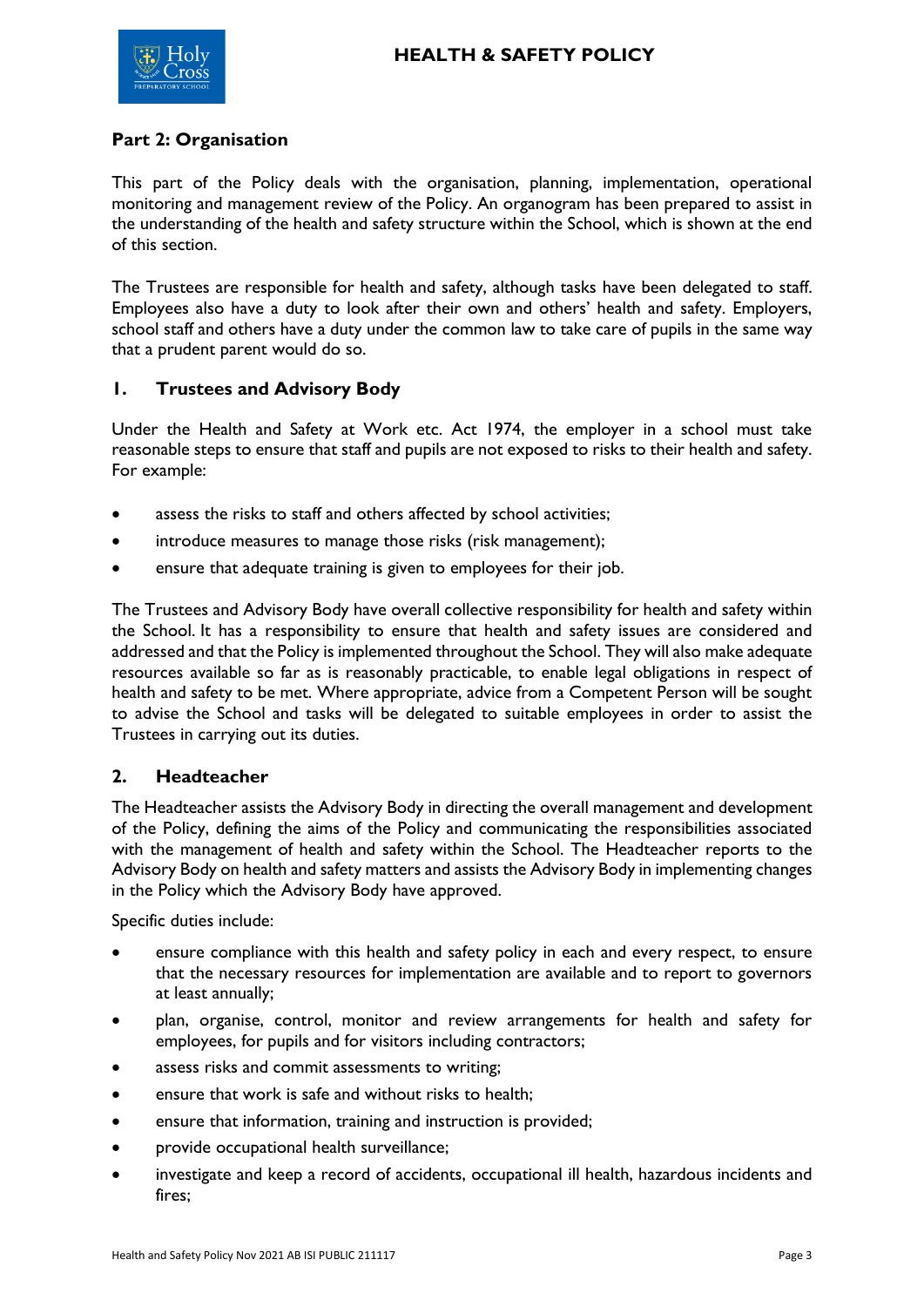## Part 2: Organisation

This part of the Policy deals with the organisation, planning, implementation, operational monitoring and management review of the Policy. An organogram has been prepared to assist in the understanding of the health and safety structure within the School, which is shown at the end of this section.

The Trustees are responsible for health and safety, although tasks have been delegated to staff. Employees also have a duty to look after their own and others' health and safety. Employers, school staff and others have a duty under the common law to take care of pupils in the same way that a prudent parent would do so.

### 1. Trustees and Advisory Body

Under the Health and Safety at Work etc. Act 1974, the employer in a school must take reasonable steps to ensure that staff and pupils are not exposed to risks to their health and safety. For example:

- assess the risks to staff and others affected by school activities;
- introduce measures to manage those risks (risk management);
- ensure that adequate training is given to employees for their job.

The Trustees and Advisory Body have overall collective responsibility for health and safety within the School. It has a responsibility to ensure that health and safety issues are considered and addressed and that the Policy is implemented throughout the School. They will also make adequate resources available so far as is reasonably practicable, to enable legal obligations in respect of health and safety to be met. Where appropriate, advice from a Competent Person will be sought to advise the School and tasks will be delegated to suitable employees in order to assist the Trustees in carrying out its duties.

### 2. Headteacher

The Headteacher assists the Advisory Body in directing the overall management and development of the Policy, defining the aims of the Policy and communicating the responsibilities associated with the management of health and safety within the School. The Headteacher reports to the Advisory Body on health and safety matters and assists the Advisory Body in implementing changes in the Policy which the Advisory Body have approved.

Specific duties include:

- ensure compliance with this health and safety policy in each and every respect, to ensure that the necessary resources for implementation are available and to report to governors at least annually;
- plan, organise, control, monitor and review arrangements for health and safety for employees, for pupils and for visitors including contractors;
- assess risks and commit assessments to writing;
- ensure that work is safe and without risks to health;
- ensure that information, training and instruction is provided;
- provide occupational health surveillance;
- investigate and keep a record of accidents, occupational ill health, hazardous incidents and fires;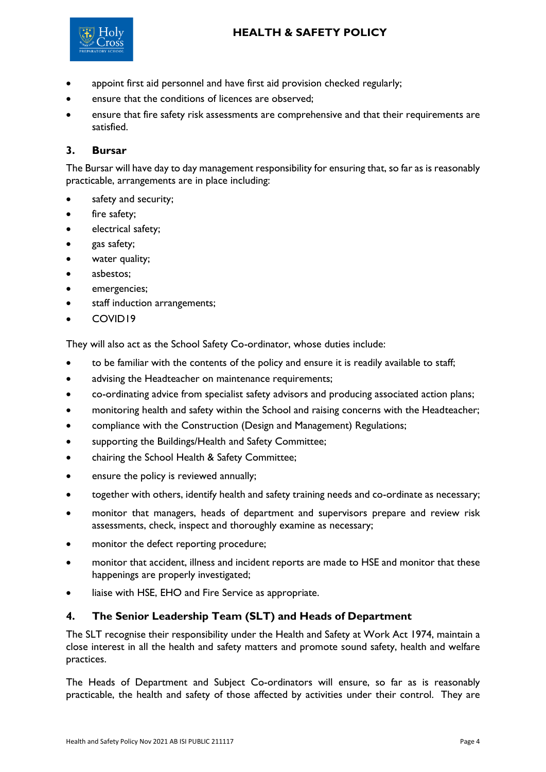- appoint first aid personnel and have first aid provision checked regularly;
- ensure that the conditions of licences are observed;
- ensure that fire safety risk assessments are comprehensive and that their requirements are satisfied.

### 3. Bursar

The Bursar will have day to day management responsibility for ensuring that, so far as is reasonably practicable, arrangements are in place including:

- safety and security;
- fire safety;
- electrical safety;
- gas safety;
- water quality;
- asbestos;
- emergencies;
- staff induction arrangements;
- COVID19

They will also act as the School Safety Co-ordinator, whose duties include:

- to be familiar with the contents of the policy and ensure it is readily available to staff;
- advising the Headteacher on maintenance requirements;
- co-ordinating advice from specialist safety advisors and producing associated action plans;
- monitoring health and safety within the School and raising concerns with the Headteacher;
- compliance with the Construction (Design and Management) Regulations;
- supporting the Buildings/Health and Safety Committee;
- chairing the School Health & Safety Committee;
- ensure the policy is reviewed annually;
- together with others, identify health and safety training needs and co-ordinate as necessary;
- monitor that managers, heads of department and supervisors prepare and review risk assessments, check, inspect and thoroughly examine as necessary;
- monitor the defect reporting procedure;
- monitor that accident, illness and incident reports are made to HSE and monitor that these happenings are properly investigated;
- liaise with HSE, EHO and Fire Service as appropriate.

### 4. The Senior Leadership Team (SLT) and Heads of Department

The SLT recognise their responsibility under the Health and Safety at Work Act 1974, maintain a close interest in all the health and safety matters and promote sound safety, health and welfare practices.

The Heads of Department and Subject Co-ordinators will ensure, so far as is reasonably practicable, the health and safety of those affected by activities under their control. They are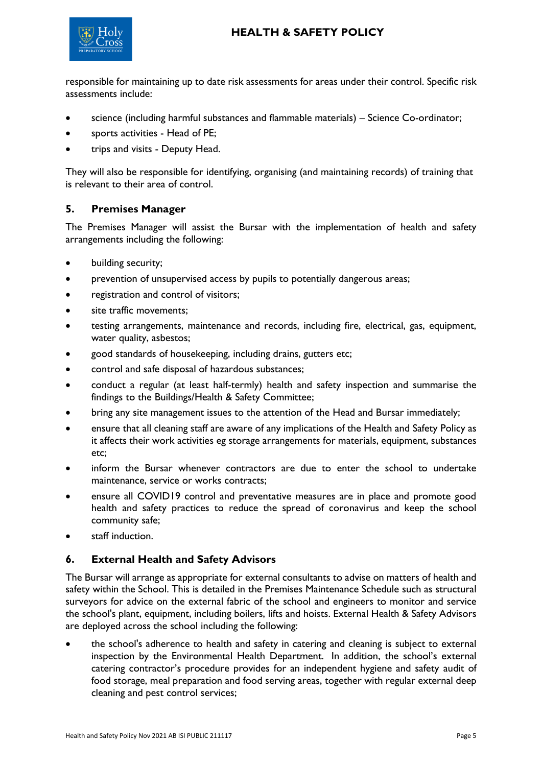responsible for maintaining up to date risk assessments for areas under their control. Specific risk assessments include:

- science (including harmful substances and flammable materials) – Science Co-ordinator;
- sports activities - Head of PE;
- trips and visits - Deputy Head.

They will also be responsible for identifying, organising (and maintaining records) of training that is relevant to their area of control.

## 5. Premises Manager

The Premises Manager will assist the Bursar with the implementation of health and safety arrangements including the following:

- building security;
- prevention of unsupervised access by pupils to potentially dangerous areas;
- registration and control of visitors;
- site traffic movements;
- testing arrangements, maintenance and records, including fire, electrical, gas, equipment, water quality, asbestos;
- good standards of housekeeping, including drains, gutters etc;
- control and safe disposal of hazardous substances;
- conduct a regular (at least half-termly) health and safety inspection and summarise the findings to the Buildings/Health & Safety Committee;
- bring any site management issues to the attention of the Head and Bursar immediately;
- ensure that all cleaning staff are aware of any implications of the Health and Safety Policy as it affects their work activities eg storage arrangements for materials, equipment, substances etc;
- inform the Bursar whenever contractors are due to enter the school to undertake maintenance, service or works contracts;
- ensure all COVID19 control and preventative measures are in place and promote good health and safety practices to reduce the spread of coronavirus and keep the school community safe;
- staff induction.

## 6. External Health and Safety Advisors

The Bursar will arrange as appropriate for external consultants to advise on matters of health and safety within the School. This is detailed in the Premises Maintenance Schedule such as structural surveyors for advice on the external fabric of the school and engineers to monitor and service the school's plant, equipment, including boilers, lifts and hoists. External Health & Safety Advisors are deployed across the school including the following:

- the school's adherence to health and safety in catering and cleaning is subject to external inspection by the Environmental Health Department. In addition, the school's external catering contractor's procedure provides for an independent hygiene and safety audit of food storage, meal preparation and food serving areas, together with regular external deep cleaning and pest control services;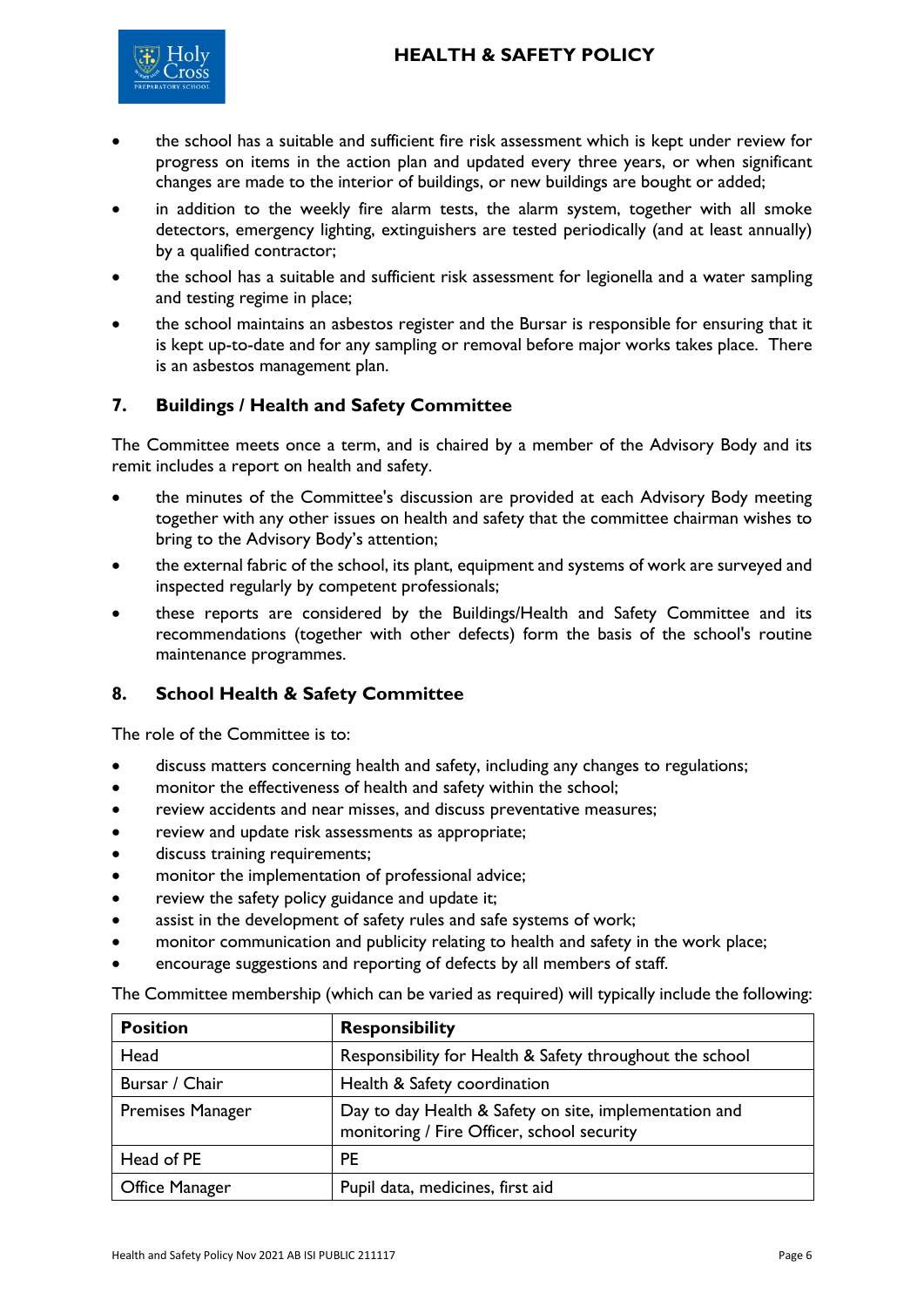- the school has a suitable and sufficient fire risk assessment which is kept under review for progress on items in the action plan and updated every three years, or when significant changes are made to the interior of buildings, or new buildings are bought or added;
- in addition to the weekly fire alarm tests, the alarm system, together with all smoke detectors, emergency lighting, extinguishers are tested periodically (and at least annually) by a qualified contractor;
- the school has a suitable and sufficient risk assessment for legionella and a water sampling and testing regime in place;
- the school maintains an asbestos register and the Bursar is responsible for ensuring that it is kept up-to-date and for any sampling or removal before major works takes place. There is an asbestos management plan.

## 7. Buildings / Health and Safety Committee

The Committee meets once a term, and is chaired by a member of the Advisory Body and its remit includes a report on health and safety.

- the minutes of the Committee's discussion are provided at each Advisory Body meeting together with any other issues on health and safety that the committee chairman wishes to bring to the Advisory Body's attention;
- the external fabric of the school, its plant, equipment and systems of work are surveyed and inspected regularly by competent professionals;
- these reports are considered by the Buildings/Health and Safety Committee and its recommendations (together with other defects) form the basis of the school's routine maintenance programmes.

## 8. School Health & Safety Committee

The role of the Committee is to:

- discuss matters concerning health and safety, including any changes to regulations;
- monitor the effectiveness of health and safety within the school;
- review accidents and near misses, and discuss preventative measures;
- review and update risk assessments as appropriate;
- discuss training requirements;
- monitor the implementation of professional advice;
- review the safety policy guidance and update it;
- assist in the development of safety rules and safe systems of work;
- monitor communication and publicity relating to health and safety in the work place;
- encourage suggestions and reporting of defects by all members of staff.

The Committee membership (which can be varied as required) will typically include the following:

| Position | Responsibility |
|---|---|
| Head | Responsibility for Health & Safety throughout the school |
| Bursar / Chair | Health & Safety coordination |
| Premises Manager | Day to day Health & Safety on site, implementation and monitoring / Fire Officer, school security |
| Head of PE | PE |
| Office Manager | Pupil data, medicines, first aid |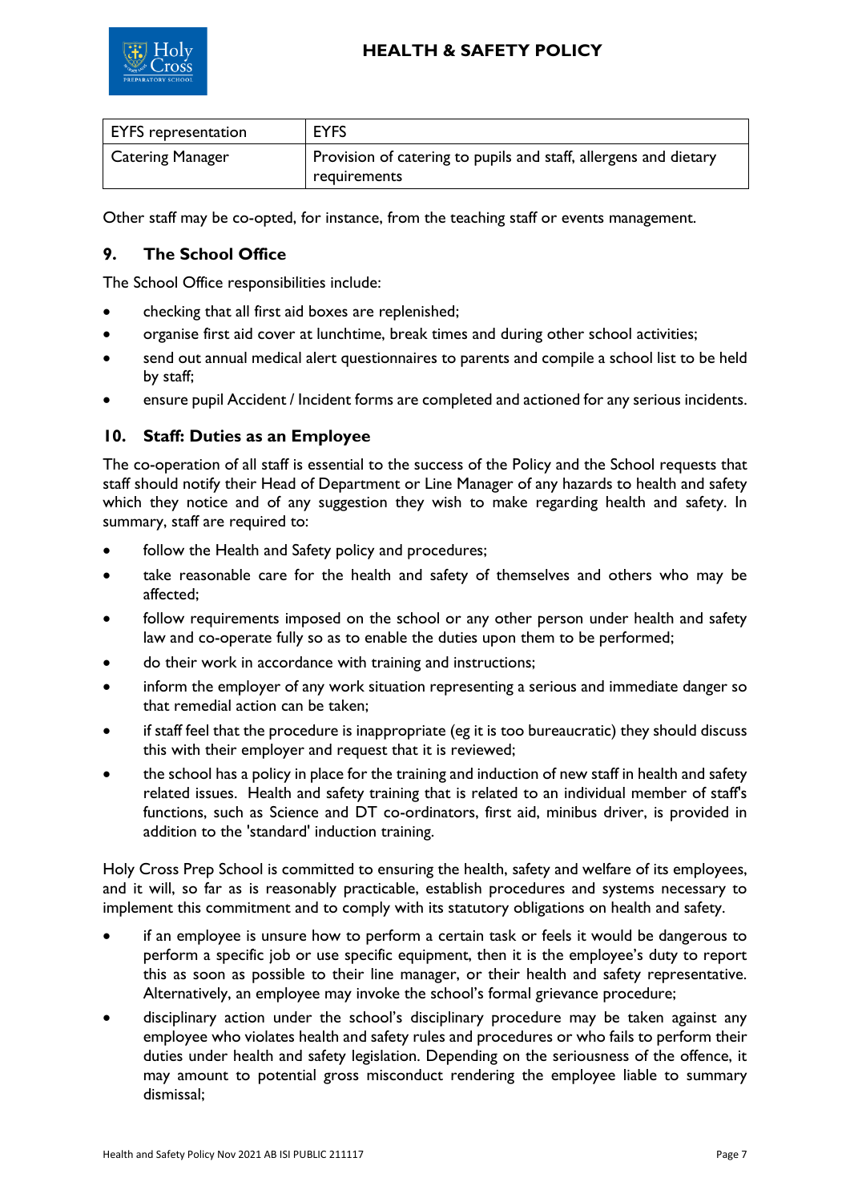| EYFS representation | EYFS |
|---|---|
| Catering Manager | Provision of catering to pupils and staff, allergens and dietary requirements |

Other staff may be co-opted, for instance, from the teaching staff or events management.

## 9. The School Office

The School Office responsibilities include:

- checking that all first aid boxes are replenished;
- organise first aid cover at lunchtime, break times and during other school activities;
- send out annual medical alert questionnaires to parents and compile a school list to be held by staff;
- ensure pupil Accident / Incident forms are completed and actioned for any serious incidents.

## 10. Staff: Duties as an Employee

The co-operation of all staff is essential to the success of the Policy and the School requests that staff should notify their Head of Department or Line Manager of any hazards to health and safety which they notice and of any suggestion they wish to make regarding health and safety. In summary, staff are required to:

- follow the Health and Safety policy and procedures;
- take reasonable care for the health and safety of themselves and others who may be affected;
- follow requirements imposed on the school or any other person under health and safety law and co-operate fully so as to enable the duties upon them to be performed;
- do their work in accordance with training and instructions;
- inform the employer of any work situation representing a serious and immediate danger so that remedial action can be taken;
- if staff feel that the procedure is inappropriate (eg it is too bureaucratic) they should discuss this with their employer and request that it is reviewed;
- the school has a policy in place for the training and induction of new staff in health and safety related issues. Health and safety training that is related to an individual member of staff's functions, such as Science and DT co-ordinators, first aid, minibus driver, is provided in addition to the 'standard' induction training.

Holy Cross Prep School is committed to ensuring the health, safety and welfare of its employees, and it will, so far as is reasonably practicable, establish procedures and systems necessary to implement this commitment and to comply with its statutory obligations on health and safety.

- if an employee is unsure how to perform a certain task or feels it would be dangerous to perform a specific job or use specific equipment, then it is the employee's duty to report this as soon as possible to their line manager, or their health and safety representative. Alternatively, an employee may invoke the school's formal grievance procedure;
- disciplinary action under the school's disciplinary procedure may be taken against any employee who violates health and safety rules and procedures or who fails to perform their duties under health and safety legislation. Depending on the seriousness of the offence, it may amount to potential gross misconduct rendering the employee liable to summary dismissal;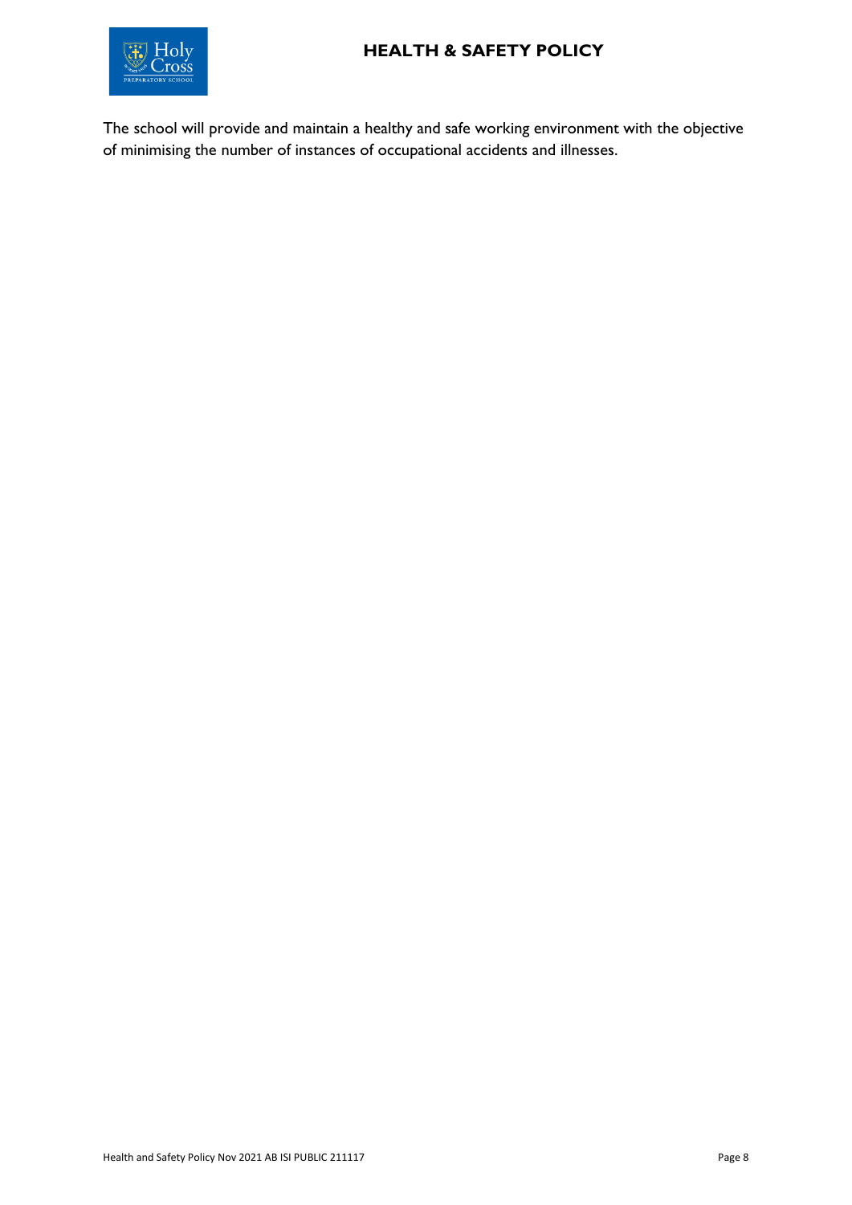The school will provide and maintain a healthy and safe working environment with the objective of minimising the number of instances of occupational accidents and illnesses.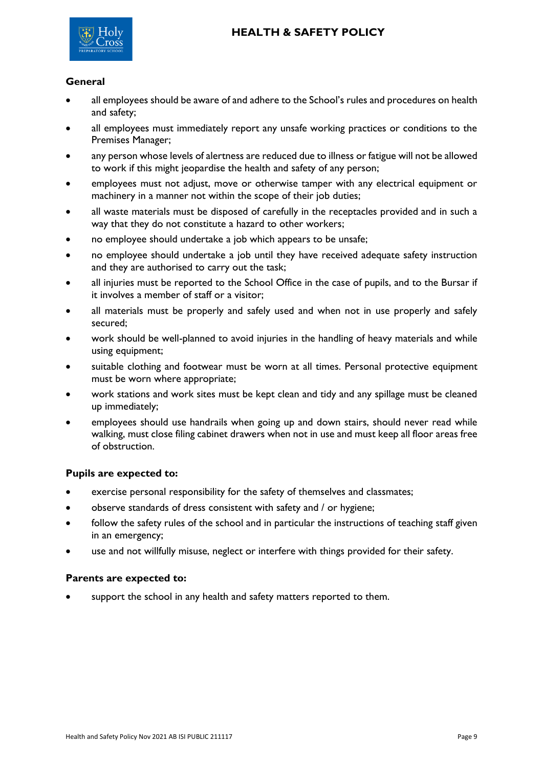**General**

- all employees should be aware of and adhere to the School's rules and procedures on health and safety;
- all employees must immediately report any unsafe working practices or conditions to the Premises Manager;
- any person whose levels of alertness are reduced due to illness or fatigue will not be allowed to work if this might jeopardise the health and safety of any person;
- employees must not adjust, move or otherwise tamper with any electrical equipment or machinery in a manner not within the scope of their job duties;
- all waste materials must be disposed of carefully in the receptacles provided and in such a way that they do not constitute a hazard to other workers;
- no employee should undertake a job which appears to be unsafe;
- no employee should undertake a job until they have received adequate safety instruction and they are authorised to carry out the task;
- all injuries must be reported to the School Office in the case of pupils, and to the Bursar if it involves a member of staff or a visitor;
- all materials must be properly and safely used and when not in use properly and safely secured;
- work should be well-planned to avoid injuries in the handling of heavy materials and while using equipment;
- suitable clothing and footwear must be worn at all times. Personal protective equipment must be worn where appropriate;
- work stations and work sites must be kept clean and tidy and any spillage must be cleaned up immediately;
- employees should use handrails when going up and down stairs, should never read while walking, must close filing cabinet drawers when not in use and must keep all floor areas free of obstruction.

**Pupils are expected to:**

- exercise personal responsibility for the safety of themselves and classmates;
- observe standards of dress consistent with safety and / or hygiene;
- follow the safety rules of the school and in particular the instructions of teaching staff given in an emergency;
- use and not willfully misuse, neglect or interfere with things provided for their safety.

**Parents are expected to:**

- support the school in any health and safety matters reported to them.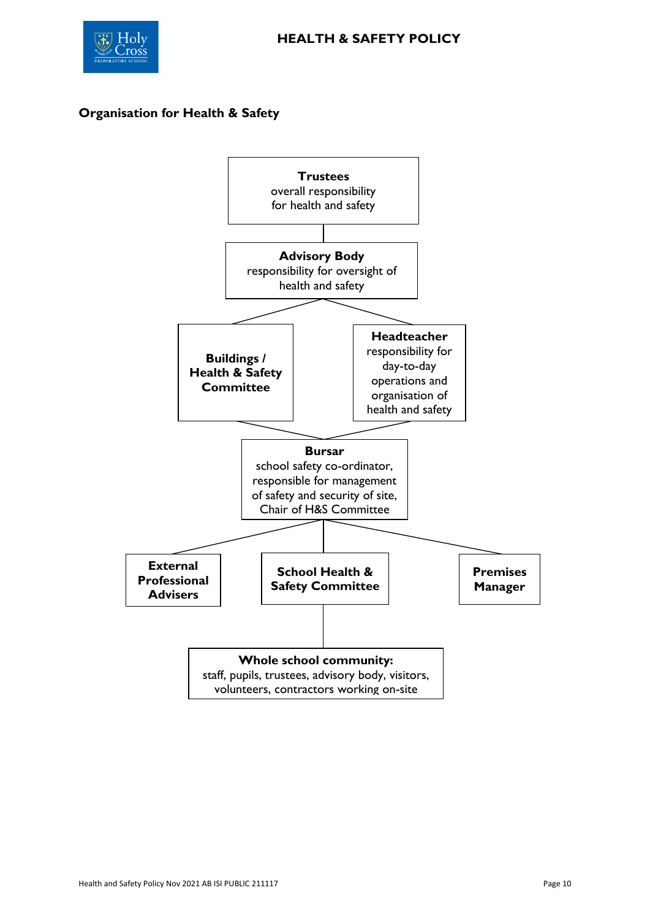## Organisation for Health & Safety

**Trustees**
overall responsibility for health and safety

**Advisory Body**
responsibility for oversight of health and safety

**Buildings / Health & Safety Committee**

**Headteacher**
responsibility for day-to-day operations and organisation of health and safety

**Bursar**
school safety co-ordinator, responsible for management of safety and security of site, Chair of H&S Committee

**External Professional Advisers**

**School Health & Safety Committee**

**Premises Manager**

**Whole school community:**
staff, pupils, trustees, advisory body, visitors, volunteers, contractors working on-site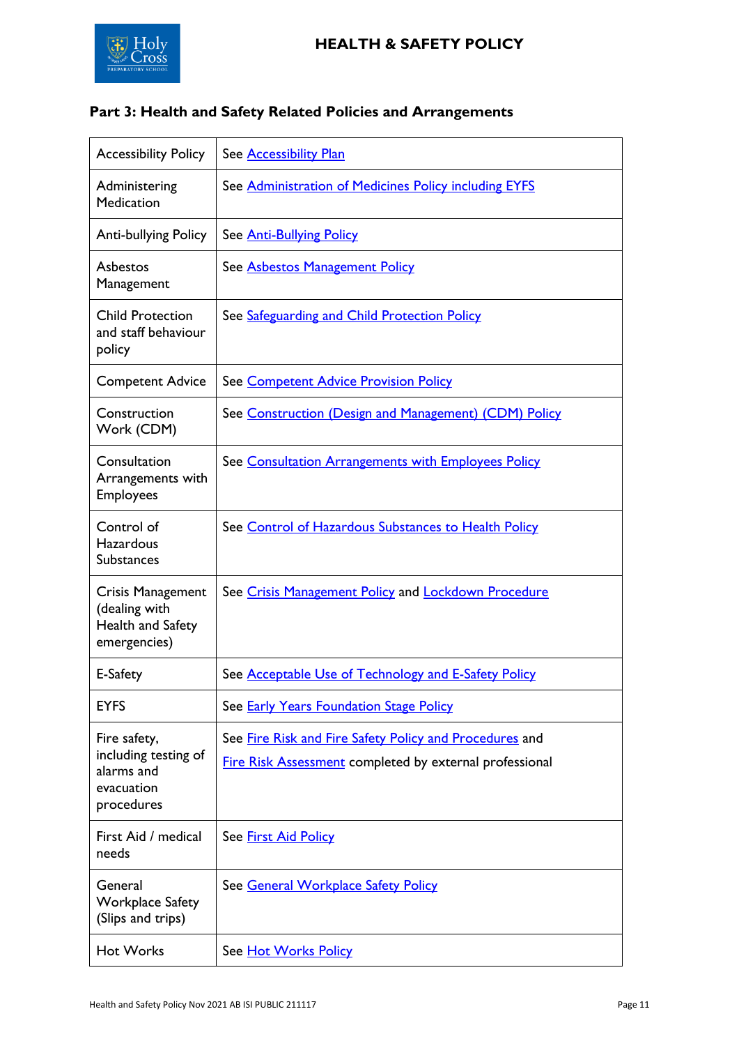## Part 3: Health and Safety Related Policies and Arrangements

| | |
|---|---|
| Accessibility Policy | See Accessibility Plan |
| Administering Medication | See Administration of Medicines Policy including EYFS |
| Anti-bullying Policy | See Anti-Bullying Policy |
| Asbestos Management | See Asbestos Management Policy |
| Child Protection and staff behaviour policy | See Safeguarding and Child Protection Policy |
| Competent Advice | See Competent Advice Provision Policy |
| Construction Work (CDM) | See Construction (Design and Management) (CDM) Policy |
| Consultation Arrangements with Employees | See Consultation Arrangements with Employees Policy |
| Control of Hazardous Substances | See Control of Hazardous Substances to Health Policy |
| Crisis Management (dealing with Health and Safety emergencies) | See Crisis Management Policy and Lockdown Procedure |
| E-Safety | See Acceptable Use of Technology and E-Safety Policy |
| EYFS | See Early Years Foundation Stage Policy |
| Fire safety, including testing of alarms and evacuation procedures | See Fire Risk and Fire Safety Policy and Procedures and Fire Risk Assessment completed by external professional |
| First Aid / medical needs | See First Aid Policy |
| General Workplace Safety (Slips and trips) | See General Workplace Safety Policy |
| Hot Works | See Hot Works Policy |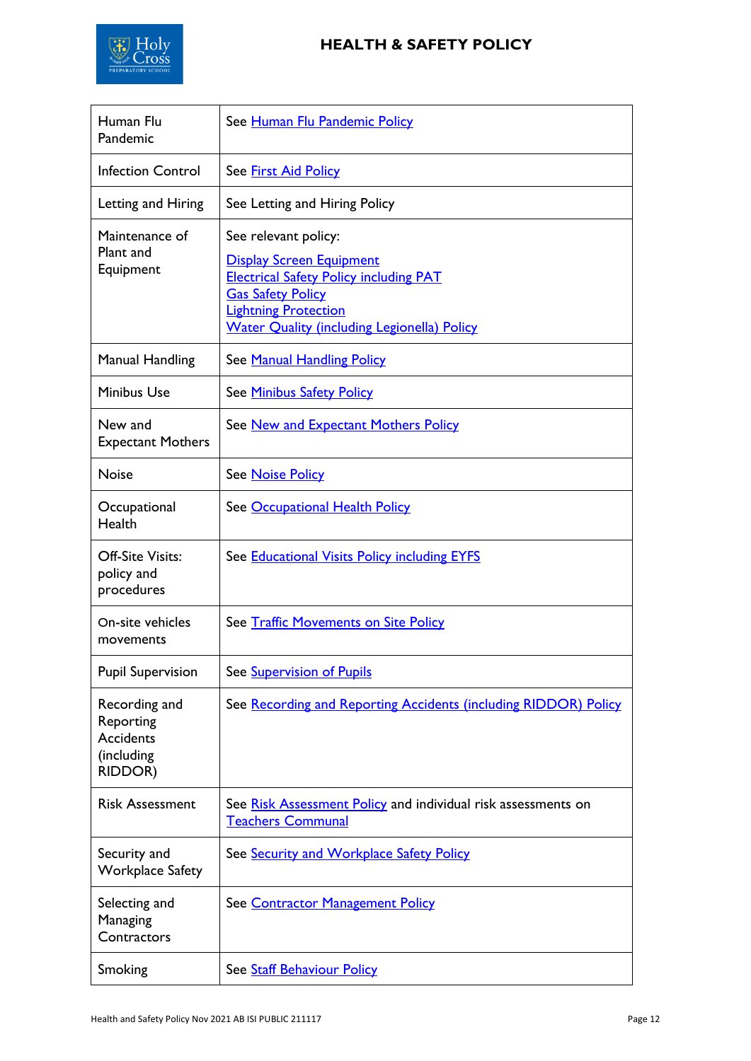| Human Flu Pandemic | See Human Flu Pandemic Policy |
|---|---|
| Infection Control | See First Aid Policy |
| Letting and Hiring | See Letting and Hiring Policy |
| Maintenance of Plant and Equipment | See relevant policy:<br>Display Screen Equipment<br>Electrical Safety Policy including PAT<br>Gas Safety Policy<br>Lightning Protection<br>Water Quality (including Legionella) Policy |
| Manual Handling | See Manual Handling Policy |
| Minibus Use | See Minibus Safety Policy |
| New and Expectant Mothers | See New and Expectant Mothers Policy |
| Noise | See Noise Policy |
| Occupational Health | See Occupational Health Policy |
| Off-Site Visits: policy and procedures | See Educational Visits Policy including EYFS |
| On-site vehicles movements | See Traffic Movements on Site Policy |
| Pupil Supervision | See Supervision of Pupils |
| Recording and Reporting Accidents (including RIDDOR) | See Recording and Reporting Accidents (including RIDDOR) Policy |
| Risk Assessment | See Risk Assessment Policy and individual risk assessments on Teachers Communal |
| Security and Workplace Safety | See Security and Workplace Safety Policy |
| Selecting and Managing Contractors | See Contractor Management Policy |
| Smoking | See Staff Behaviour Policy |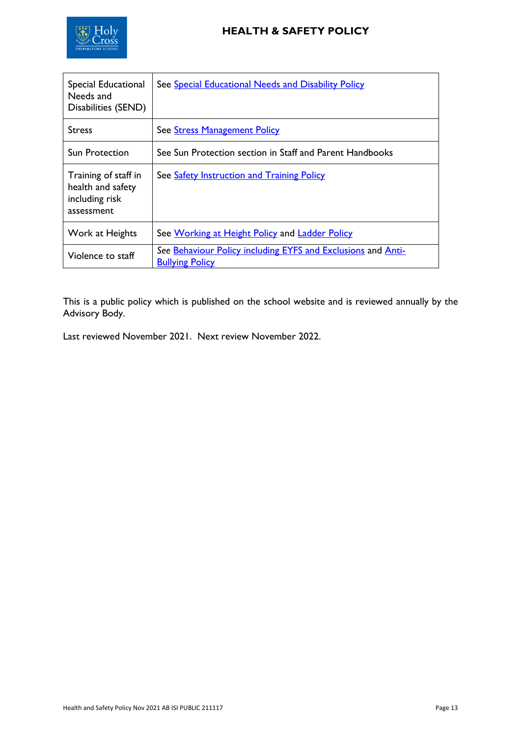| | |
|---|---|
| Special Educational Needs and Disabilities (SEND) | See Special Educational Needs and Disability Policy |
| Stress | See Stress Management Policy |
| Sun Protection | See Sun Protection section in Staff and Parent Handbooks |
| Training of staff in health and safety including risk assessment | See Safety Instruction and Training Policy |
| Work at Heights | See Working at Height Policy and Ladder Policy |
| Violence to staff | See Behaviour Policy including EYFS and Exclusions and Anti-Bullying Policy |

This is a public policy which is published on the school website and is reviewed annually by the Advisory Body.

Last reviewed November 2021. Next review November 2022.